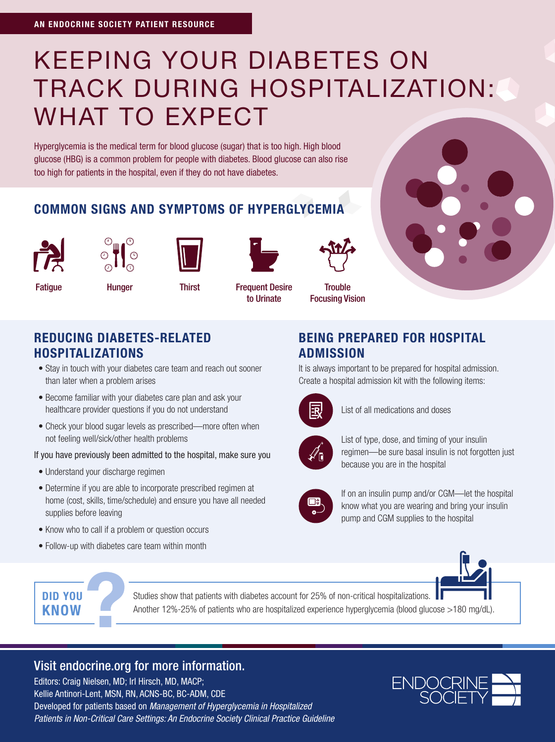AN ENDOCRINE SOCIETY PATIENT RESOURCE

# KEEPING YOUR DIABETES ON TRACK DURING HOSPITALIZATION: WHAT TO EXPECT

Hyperglycemia is the medical term for blood glucose (sugar) that is too high. High blood glucose (HBG) is a common problem for people with diabetes. Blood glucose can also rise too high for patients in the hospital, even if they do not have diabetes.

## COMMON SIGNS AND SYMPTOMS OF HYPERGLYCEMIA

- Fatigue
- Hunger
- Thirst
- Frequent Desire to Urinate
- Trouble Focusing Vision

## REDUCING DIABETES-RELATED HOSPITALIZATIONS

- Stay in touch with your diabetes care team and reach out sooner than later when a problem arises
- Become familiar with your diabetes care plan and ask your healthcare provider questions if you do not understand
- Check your blood sugar levels as prescribed—more often when not feeling well/sick/other health problems

If you have previously been admitted to the hospital, make sure you

- Understand your discharge regimen
- Determine if you are able to incorporate prescribed regimen at home (cost, skills, time/schedule) and ensure you have all needed supplies before leaving
- Know who to call if a problem or question occurs
- Follow-up with diabetes care team within month

## BEING PREPARED FOR HOSPITAL ADMISSION

It is always important to be prepared for hospital admission. Create a hospital admission kit with the following items:

- List of all medications and doses
- List of type, dose, and timing of your insulin regimen—be sure basal insulin is not forgotten just because you are in the hospital
- If on an insulin pump and/or CGM—let the hospital know what you are wearing and bring your insulin pump and CGM supplies to the hospital

**DID YOU KNOW?**

Studies show that patients with diabetes account for 25% of non-critical hospitalizations. Another 12%-25% of patients who are hospitalized experience hyperglycemia (blood glucose >180 mg/dL).

## Visit endocrine.org for more information.

Editors: Craig Nielsen, MD; Irl Hirsch, MD, MACP; Kellie Antinori-Lent, MSN, RN, ACNS-BC, BC-ADM, CDE

Developed for patients based on *Management of Hyperglycemia in Hospitalized Patients in Non-Critical Care Settings: An Endocrine Society Clinical Practice Guideline*

ENDOCRINE SOCIETY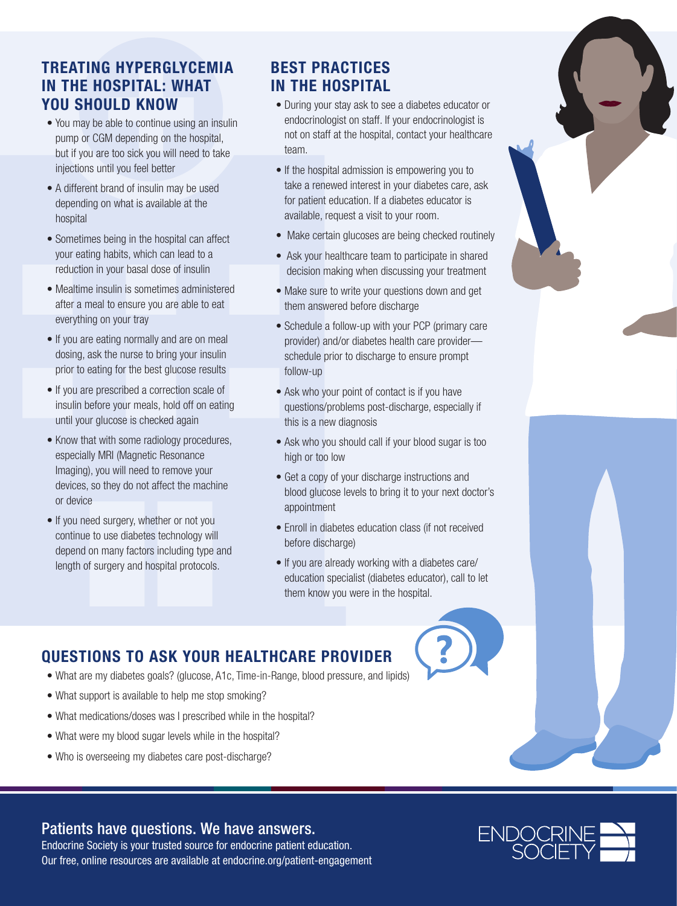## TREATING HYPERGLYCEMIA IN THE HOSPITAL: WHAT YOU SHOULD KNOW

- You may be able to continue using an insulin pump or CGM depending on the hospital, but if you are too sick you will need to take injections until you feel better
- A different brand of insulin may be used depending on what is available at the hospital
- Sometimes being in the hospital can affect your eating habits, which can lead to a reduction in your basal dose of insulin
- Mealtime insulin is sometimes administered after a meal to ensure you are able to eat everything on your tray
- If you are eating normally and are on meal dosing, ask the nurse to bring your insulin prior to eating for the best glucose results
- If you are prescribed a correction scale of insulin before your meals, hold off on eating until your glucose is checked again
- Know that with some radiology procedures, especially MRI (Magnetic Resonance Imaging), you will need to remove your devices, so they do not affect the machine or device
- If you need surgery, whether or not you continue to use diabetes technology will depend on many factors including type and length of surgery and hospital protocols.

## BEST PRACTICES IN THE HOSPITAL

- During your stay ask to see a diabetes educator or endocrinologist on staff. If your endocrinologist is not on staff at the hospital, contact your healthcare team.
- If the hospital admission is empowering you to take a renewed interest in your diabetes care, ask for patient education. If a diabetes educator is available, request a visit to your room.
- Make certain glucoses are being checked routinely
- Ask your healthcare team to participate in shared decision making when discussing your treatment
- Make sure to write your questions down and get them answered before discharge
- Schedule a follow-up with your PCP (primary care provider) and/or diabetes health care provider—schedule prior to discharge to ensure prompt follow-up
- Ask who your point of contact is if you have questions/problems post-discharge, especially if this is a new diagnosis
- Ask who you should call if your blood sugar is too high or too low
- Get a copy of your discharge instructions and blood glucose levels to bring it to your next doctor's appointment
- Enroll in diabetes education class (if not received before discharge)
- If you are already working with a diabetes care/education specialist (diabetes educator), call to let them know you were in the hospital.

## QUESTIONS TO ASK YOUR HEALTHCARE PROVIDER

- What are my diabetes goals? (glucose, A1c, Time-in-Range, blood pressure, and lipids)
- What support is available to help me stop smoking?
- What medications/doses was I prescribed while in the hospital?
- What were my blood sugar levels while in the hospital?
- Who is overseeing my diabetes care post-discharge?

### Patients have questions. We have answers.

Endocrine Society is your trusted source for endocrine patient education.
Our free, online resources are available at endocrine.org/patient-engagement

ENDOCRINE SOCIETY